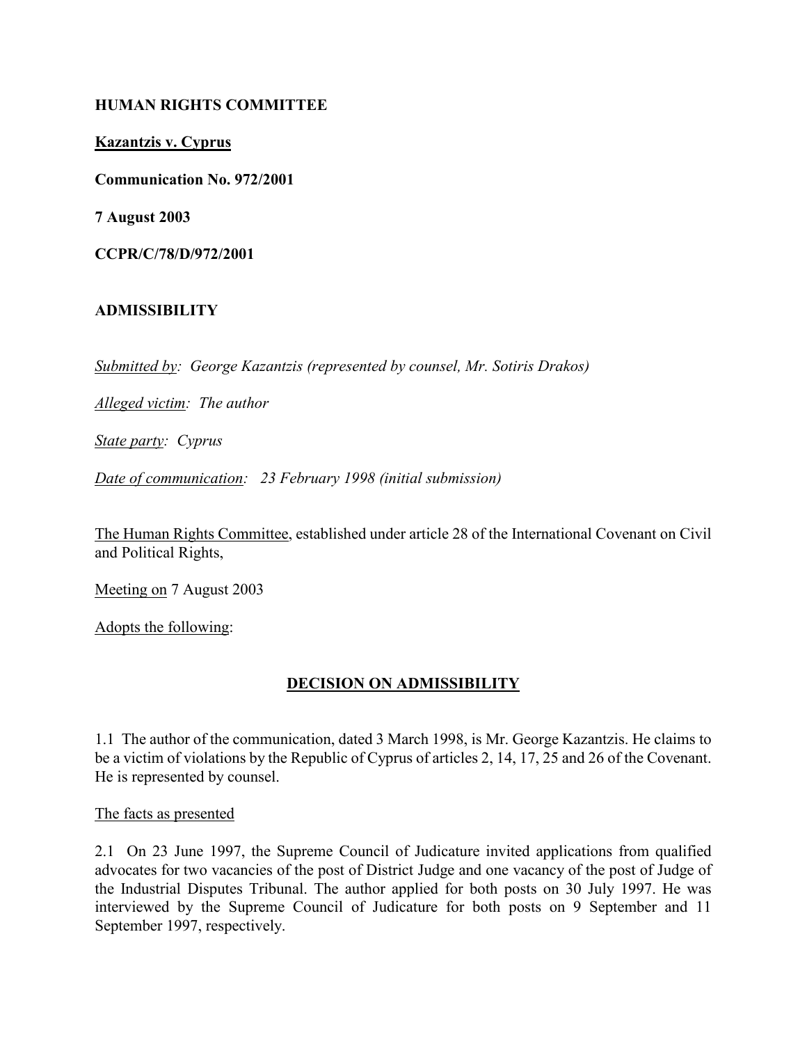**HUMAN RIGHTS COMMITTEE**

**Kazantzis v. Cyprus**

**Communication No. 972/2001**

**7 August 2003**

**CCPR/C/78/D/972/2001**

**ADMISSIBILITY**

*Submitted by: George Kazantzis (represented by counsel, Mr. Sotiris Drakos)*

*Alleged victim: The author*

*State party: Cyprus*

*Date of communication: 23 February 1998 (initial submission)*

The Human Rights Committee, established under article 28 of the International Covenant on Civil and Political Rights,

Meeting on 7 August 2003

Adopts the following:

## DECISION ON ADMISSIBILITY

1.1 The author of the communication, dated 3 March 1998, is Mr. George Kazantzis. He claims to be a victim of violations by the Republic of Cyprus of articles 2, 14, 17, 25 and 26 of the Covenant. He is represented by counsel.

The facts as presented

2.1 On 23 June 1997, the Supreme Council of Judicature invited applications from qualified advocates for two vacancies of the post of District Judge and one vacancy of the post of Judge of the Industrial Disputes Tribunal. The author applied for both posts on 30 July 1997. He was interviewed by the Supreme Council of Judicature for both posts on 9 September and 11 September 1997, respectively.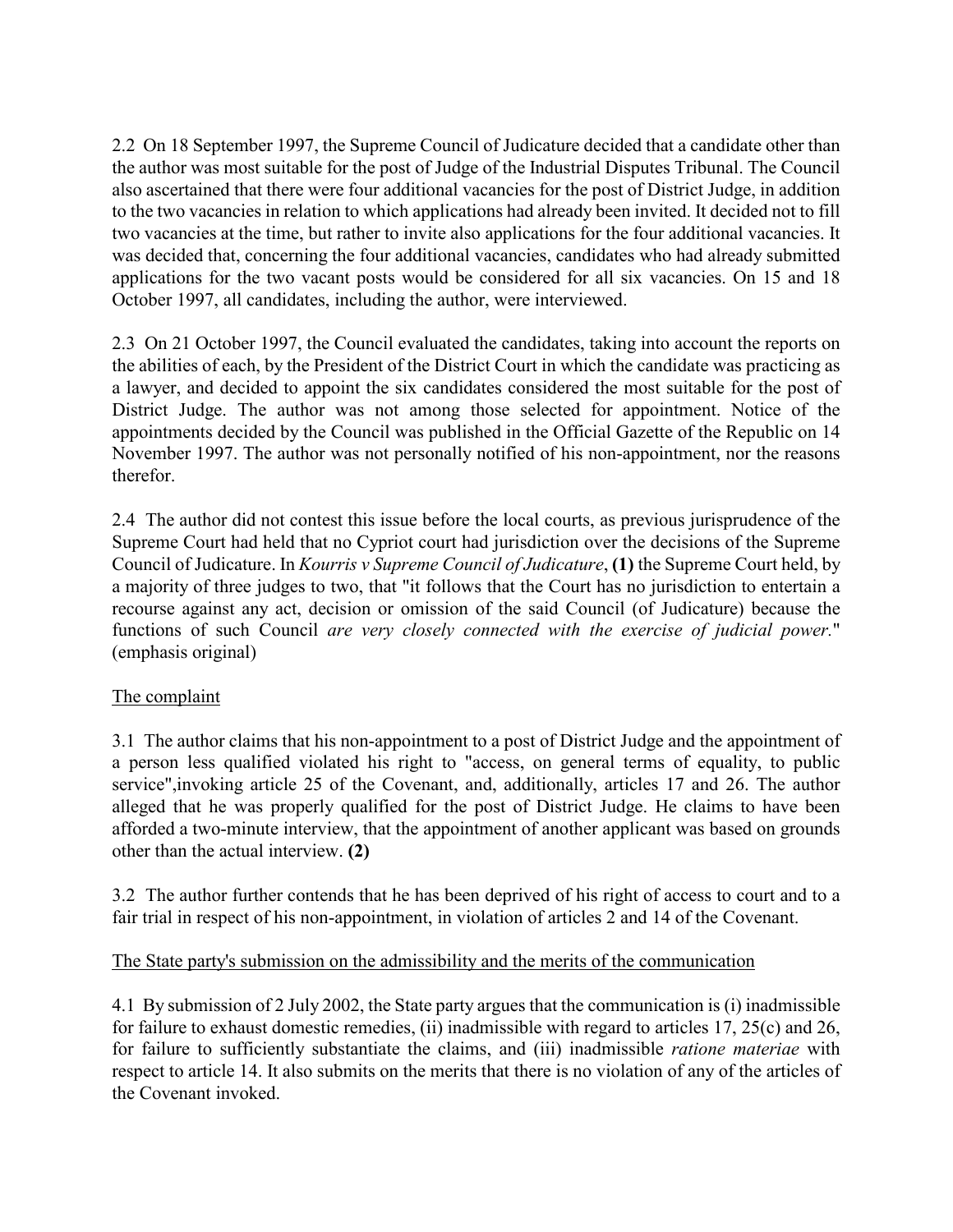2.2 On 18 September 1997, the Supreme Council of Judicature decided that a candidate other than the author was most suitable for the post of Judge of the Industrial Disputes Tribunal. The Council also ascertained that there were four additional vacancies for the post of District Judge, in addition to the two vacancies in relation to which applications had already been invited. It decided not to fill two vacancies at the time, but rather to invite also applications for the four additional vacancies. It was decided that, concerning the four additional vacancies, candidates who had already submitted applications for the two vacant posts would be considered for all six vacancies. On 15 and 18 October 1997, all candidates, including the author, were interviewed.

2.3 On 21 October 1997, the Council evaluated the candidates, taking into account the reports on the abilities of each, by the President of the District Court in which the candidate was practicing as a lawyer, and decided to appoint the six candidates considered the most suitable for the post of District Judge. The author was not among those selected for appointment. Notice of the appointments decided by the Council was published in the Official Gazette of the Republic on 14 November 1997. The author was not personally notified of his non-appointment, nor the reasons therefor.

2.4 The author did not contest this issue before the local courts, as previous jurisprudence of the Supreme Court had held that no Cypriot court had jurisdiction over the decisions of the Supreme Council of Judicature. In *Kourris v Supreme Council of Judicature*, **(1)** the Supreme Court held, by a majority of three judges to two, that "it follows that the Court has no jurisdiction to entertain a recourse against any act, decision or omission of the said Council (of Judicature) because the functions of such Council *are very closely connected with the exercise of judicial power.*" (emphasis original)

The complaint

3.1 The author claims that his non-appointment to a post of District Judge and the appointment of a person less qualified violated his right to "access, on general terms of equality, to public service",invoking article 25 of the Covenant, and, additionally, articles 17 and 26. The author alleged that he was properly qualified for the post of District Judge. He claims to have been afforded a two-minute interview, that the appointment of another applicant was based on grounds other than the actual interview. **(2)**

3.2 The author further contends that he has been deprived of his right of access to court and to a fair trial in respect of his non-appointment, in violation of articles 2 and 14 of the Covenant.

The State party's submission on the admissibility and the merits of the communication

4.1 By submission of 2 July 2002, the State party argues that the communication is (i) inadmissible for failure to exhaust domestic remedies, (ii) inadmissible with regard to articles 17, 25(c) and 26, for failure to sufficiently substantiate the claims, and (iii) inadmissible *ratione materiae* with respect to article 14. It also submits on the merits that there is no violation of any of the articles of the Covenant invoked.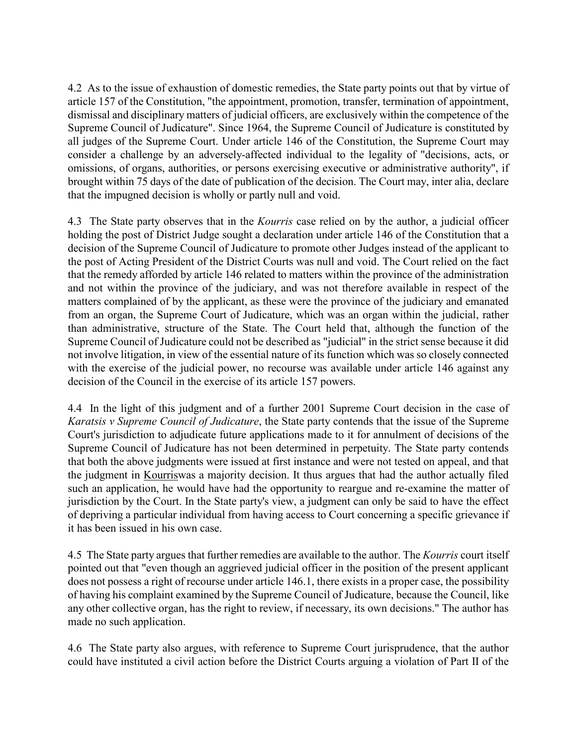4.2 As to the issue of exhaustion of domestic remedies, the State party points out that by virtue of article 157 of the Constitution, "the appointment, promotion, transfer, termination of appointment, dismissal and disciplinary matters of judicial officers, are exclusively within the competence of the Supreme Council of Judicature". Since 1964, the Supreme Council of Judicature is constituted by all judges of the Supreme Court. Under article 146 of the Constitution, the Supreme Court may consider a challenge by an adversely-affected individual to the legality of "decisions, acts, or omissions, of organs, authorities, or persons exercising executive or administrative authority", if brought within 75 days of the date of publication of the decision. The Court may, inter alia, declare that the impugned decision is wholly or partly null and void.

4.3 The State party observes that in the *Kourris* case relied on by the author, a judicial officer holding the post of District Judge sought a declaration under article 146 of the Constitution that a decision of the Supreme Council of Judicature to promote other Judges instead of the applicant to the post of Acting President of the District Courts was null and void. The Court relied on the fact that the remedy afforded by article 146 related to matters within the province of the administration and not within the province of the judiciary, and was not therefore available in respect of the matters complained of by the applicant, as these were the province of the judiciary and emanated from an organ, the Supreme Court of Judicature, which was an organ within the judicial, rather than administrative, structure of the State. The Court held that, although the function of the Supreme Council of Judicature could not be described as "judicial" in the strict sense because it did not involve litigation, in view of the essential nature of its function which was so closely connected with the exercise of the judicial power, no recourse was available under article 146 against any decision of the Council in the exercise of its article 157 powers.

4.4 In the light of this judgment and of a further 2001 Supreme Court decision in the case of *Karatsis v Supreme Council of Judicature*, the State party contends that the issue of the Supreme Court's jurisdiction to adjudicate future applications made to it for annulment of decisions of the Supreme Council of Judicature has not been determined in perpetuity. The State party contends that both the above judgments were issued at first instance and were not tested on appeal, and that the judgment in Kourriswas a majority decision. It thus argues that had the author actually filed such an application, he would have had the opportunity to reargue and re-examine the matter of jurisdiction by the Court. In the State party's view, a judgment can only be said to have the effect of depriving a particular individual from having access to Court concerning a specific grievance if it has been issued in his own case.

4.5 The State party argues that further remedies are available to the author. The *Kourris* court itself pointed out that "even though an aggrieved judicial officer in the position of the present applicant does not possess a right of recourse under article 146.1, there exists in a proper case, the possibility of having his complaint examined by the Supreme Council of Judicature, because the Council, like any other collective organ, has the right to review, if necessary, its own decisions." The author has made no such application.

4.6 The State party also argues, with reference to Supreme Court jurisprudence, that the author could have instituted a civil action before the District Courts arguing a violation of Part II of the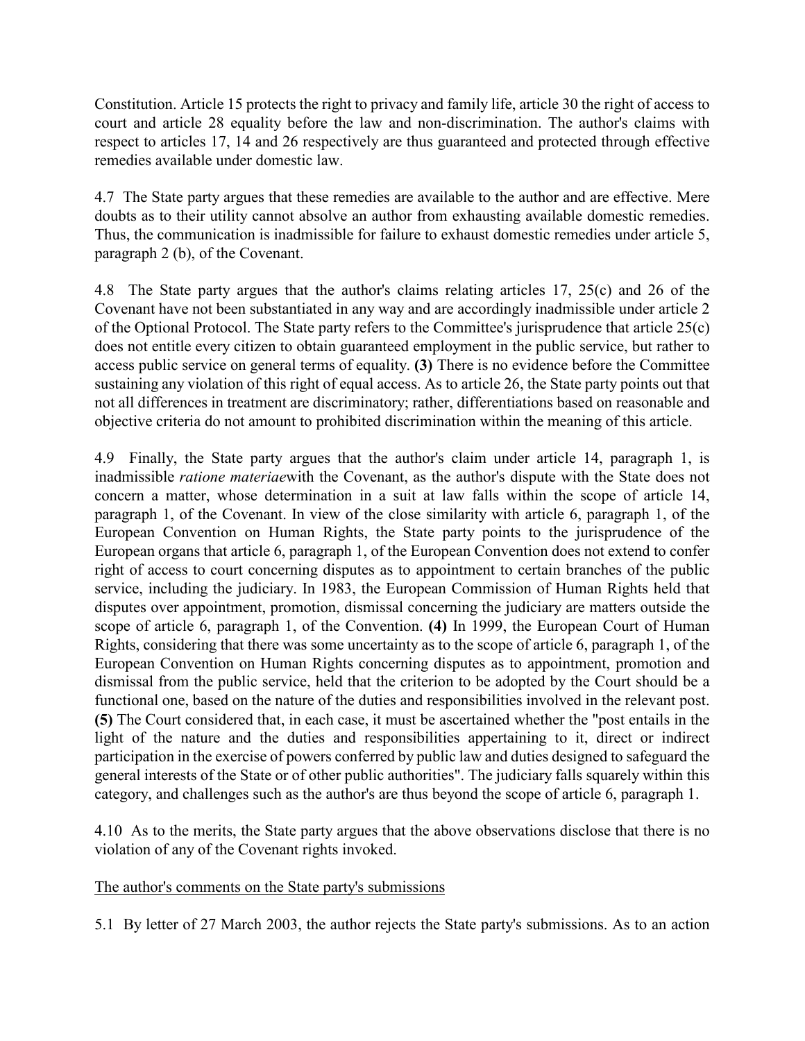Constitution. Article 15 protects the right to privacy and family life, article 30 the right of access to court and article 28 equality before the law and non-discrimination. The author's claims with respect to articles 17, 14 and 26 respectively are thus guaranteed and protected through effective remedies available under domestic law.

4.7 The State party argues that these remedies are available to the author and are effective. Mere doubts as to their utility cannot absolve an author from exhausting available domestic remedies. Thus, the communication is inadmissible for failure to exhaust domestic remedies under article 5, paragraph 2 (b), of the Covenant.

4.8 The State party argues that the author's claims relating articles 17, 25(c) and 26 of the Covenant have not been substantiated in any way and are accordingly inadmissible under article 2 of the Optional Protocol. The State party refers to the Committee's jurisprudence that article 25(c) does not entitle every citizen to obtain guaranteed employment in the public service, but rather to access public service on general terms of equality. **(3)** There is no evidence before the Committee sustaining any violation of this right of equal access. As to article 26, the State party points out that not all differences in treatment are discriminatory; rather, differentiations based on reasonable and objective criteria do not amount to prohibited discrimination within the meaning of this article.

4.9 Finally, the State party argues that the author's claim under article 14, paragraph 1, is inadmissible *ratione materiae*with the Covenant, as the author's dispute with the State does not concern a matter, whose determination in a suit at law falls within the scope of article 14, paragraph 1, of the Covenant. In view of the close similarity with article 6, paragraph 1, of the European Convention on Human Rights, the State party points to the jurisprudence of the European organs that article 6, paragraph 1, of the European Convention does not extend to confer right of access to court concerning disputes as to appointment to certain branches of the public service, including the judiciary. In 1983, the European Commission of Human Rights held that disputes over appointment, promotion, dismissal concerning the judiciary are matters outside the scope of article 6, paragraph 1, of the Convention. **(4)** In 1999, the European Court of Human Rights, considering that there was some uncertainty as to the scope of article 6, paragraph 1, of the European Convention on Human Rights concerning disputes as to appointment, promotion and dismissal from the public service, held that the criterion to be adopted by the Court should be a functional one, based on the nature of the duties and responsibilities involved in the relevant post. **(5)** The Court considered that, in each case, it must be ascertained whether the "post entails in the light of the nature and the duties and responsibilities appertaining to it, direct or indirect participation in the exercise of powers conferred by public law and duties designed to safeguard the general interests of the State or of other public authorities". The judiciary falls squarely within this category, and challenges such as the author's are thus beyond the scope of article 6, paragraph 1.

4.10 As to the merits, the State party argues that the above observations disclose that there is no violation of any of the Covenant rights invoked.

<u>The author's comments on the State party's submissions</u>

5.1 By letter of 27 March 2003, the author rejects the State party's submissions. As to an action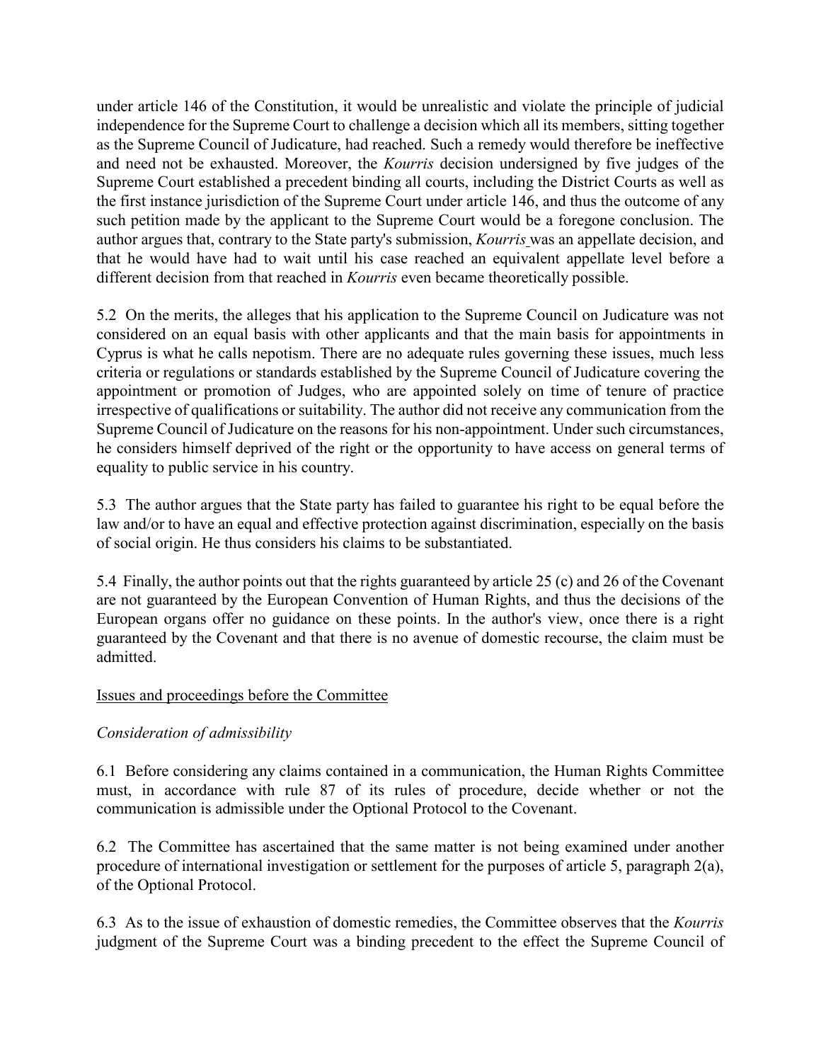under article 146 of the Constitution, it would be unrealistic and violate the principle of judicial independence for the Supreme Court to challenge a decision which all its members, sitting together as the Supreme Council of Judicature, had reached. Such a remedy would therefore be ineffective and need not be exhausted. Moreover, the *Kourris* decision undersigned by five judges of the Supreme Court established a precedent binding all courts, including the District Courts as well as the first instance jurisdiction of the Supreme Court under article 146, and thus the outcome of any such petition made by the applicant to the Supreme Court would be a foregone conclusion. The author argues that, contrary to the State party's submission, *Kourris* was an appellate decision, and that he would have had to wait until his case reached an equivalent appellate level before a different decision from that reached in *Kourris* even became theoretically possible.

5.2 On the merits, the alleges that his application to the Supreme Council on Judicature was not considered on an equal basis with other applicants and that the main basis for appointments in Cyprus is what he calls nepotism. There are no adequate rules governing these issues, much less criteria or regulations or standards established by the Supreme Council of Judicature covering the appointment or promotion of Judges, who are appointed solely on time of tenure of practice irrespective of qualifications or suitability. The author did not receive any communication from the Supreme Council of Judicature on the reasons for his non-appointment. Under such circumstances, he considers himself deprived of the right or the opportunity to have access on general terms of equality to public service in his country.

5.3 The author argues that the State party has failed to guarantee his right to be equal before the law and/or to have an equal and effective protection against discrimination, especially on the basis of social origin. He thus considers his claims to be substantiated.

5.4 Finally, the author points out that the rights guaranteed by article 25 (c) and 26 of the Covenant are not guaranteed by the European Convention of Human Rights, and thus the decisions of the European organs offer no guidance on these points. In the author's view, once there is a right guaranteed by the Covenant and that there is no avenue of domestic recourse, the claim must be admitted.

## Issues and proceedings before the Committee

*Consideration of admissibility*

6.1 Before considering any claims contained in a communication, the Human Rights Committee must, in accordance with rule 87 of its rules of procedure, decide whether or not the communication is admissible under the Optional Protocol to the Covenant.

6.2 The Committee has ascertained that the same matter is not being examined under another procedure of international investigation or settlement for the purposes of article 5, paragraph 2(a), of the Optional Protocol.

6.3 As to the issue of exhaustion of domestic remedies, the Committee observes that the *Kourris* judgment of the Supreme Court was a binding precedent to the effect the Supreme Council of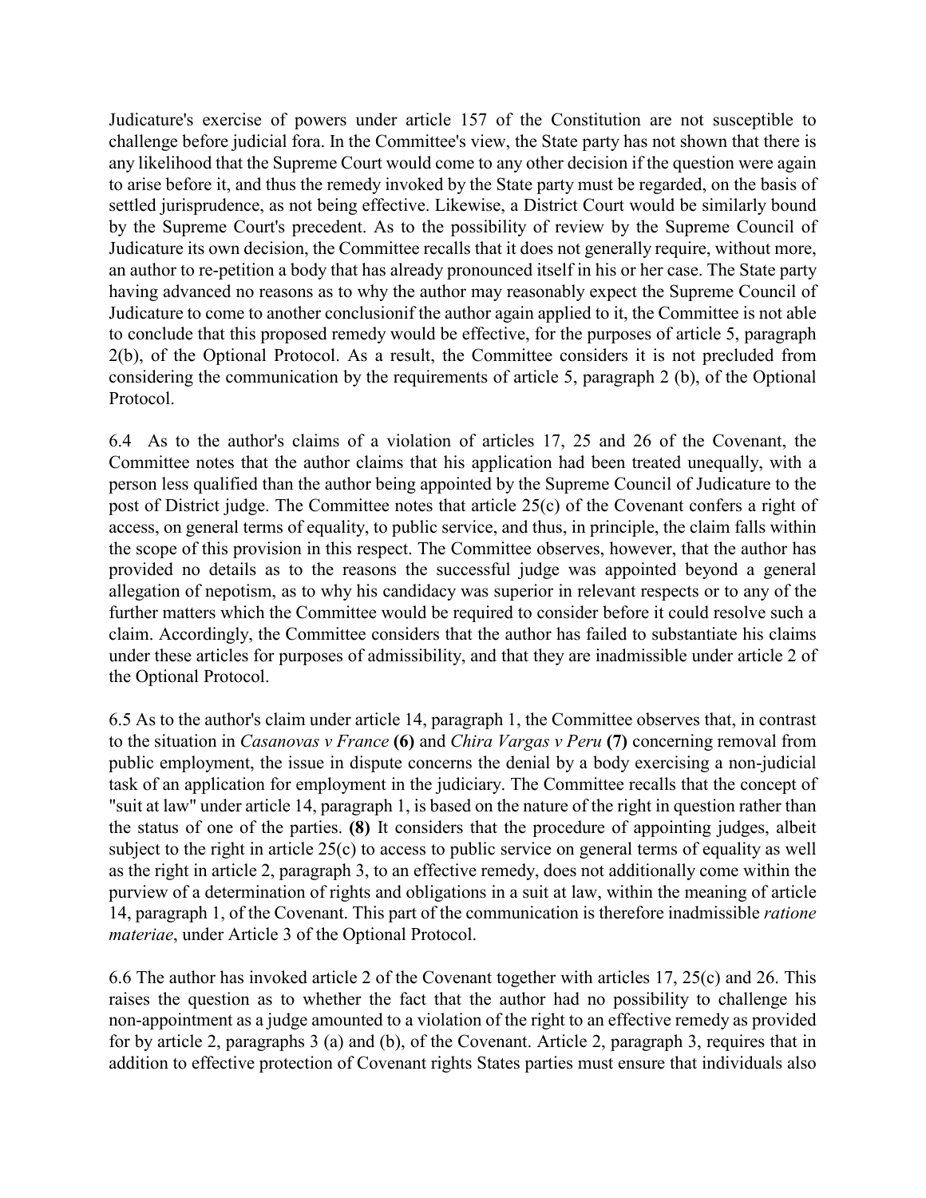Judicature's exercise of powers under article 157 of the Constitution are not susceptible to challenge before judicial fora. In the Committee's view, the State party has not shown that there is any likelihood that the Supreme Court would come to any other decision if the question were again to arise before it, and thus the remedy invoked by the State party must be regarded, on the basis of settled jurisprudence, as not being effective. Likewise, a District Court would be similarly bound by the Supreme Court's precedent. As to the possibility of review by the Supreme Council of Judicature its own decision, the Committee recalls that it does not generally require, without more, an author to re-petition a body that has already pronounced itself in his or her case. The State party having advanced no reasons as to why the author may reasonably expect the Supreme Council of Judicature to come to another conclusionif the author again applied to it, the Committee is not able to conclude that this proposed remedy would be effective, for the purposes of article 5, paragraph 2(b), of the Optional Protocol. As a result, the Committee considers it is not precluded from considering the communication by the requirements of article 5, paragraph 2 (b), of the Optional Protocol.

6.4 As to the author's claims of a violation of articles 17, 25 and 26 of the Covenant, the Committee notes that the author claims that his application had been treated unequally, with a person less qualified than the author being appointed by the Supreme Council of Judicature to the post of District judge. The Committee notes that article 25(c) of the Covenant confers a right of access, on general terms of equality, to public service, and thus, in principle, the claim falls within the scope of this provision in this respect. The Committee observes, however, that the author has provided no details as to the reasons the successful judge was appointed beyond a general allegation of nepotism, as to why his candidacy was superior in relevant respects or to any of the further matters which the Committee would be required to consider before it could resolve such a claim. Accordingly, the Committee considers that the author has failed to substantiate his claims under these articles for purposes of admissibility, and that they are inadmissible under article 2 of the Optional Protocol.

6.5 As to the author's claim under article 14, paragraph 1, the Committee observes that, in contrast to the situation in *Casanovas v France* **(6)** and *Chira Vargas v Peru* **(7)** concerning removal from public employment, the issue in dispute concerns the denial by a body exercising a non-judicial task of an application for employment in the judiciary. The Committee recalls that the concept of "suit at law" under article 14, paragraph 1, is based on the nature of the right in question rather than the status of one of the parties. **(8)** It considers that the procedure of appointing judges, albeit subject to the right in article 25(c) to access to public service on general terms of equality as well as the right in article 2, paragraph 3, to an effective remedy, does not additionally come within the purview of a determination of rights and obligations in a suit at law, within the meaning of article 14, paragraph 1, of the Covenant. This part of the communication is therefore inadmissible *ratione materiae*, under Article 3 of the Optional Protocol.

6.6 The author has invoked article 2 of the Covenant together with articles 17, 25(c) and 26. This raises the question as to whether the fact that the author had no possibility to challenge his non-appointment as a judge amounted to a violation of the right to an effective remedy as provided for by article 2, paragraphs 3 (a) and (b), of the Covenant. Article 2, paragraph 3, requires that in addition to effective protection of Covenant rights States parties must ensure that individuals also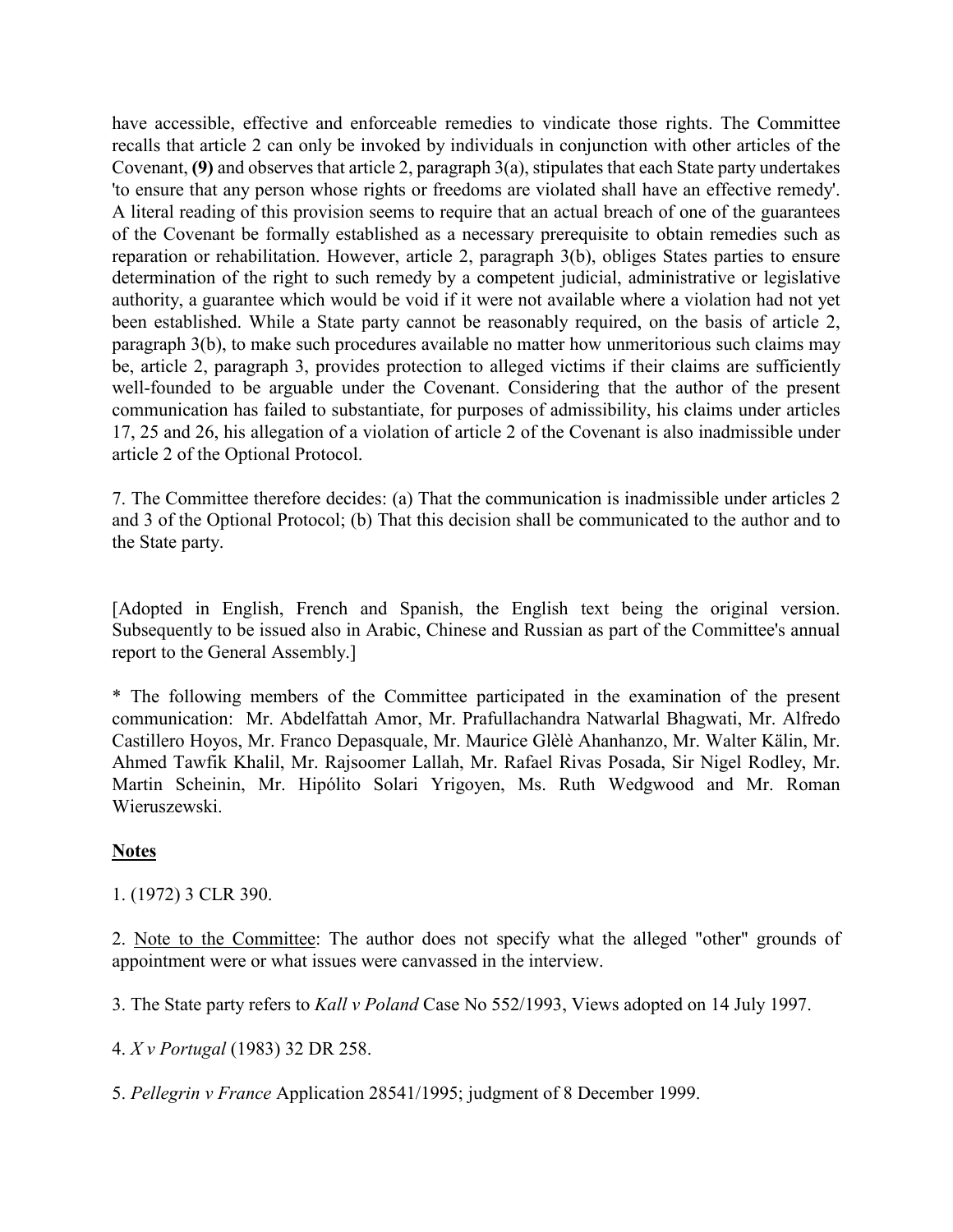have accessible, effective and enforceable remedies to vindicate those rights. The Committee recalls that article 2 can only be invoked by individuals in conjunction with other articles of the Covenant, **(9)** and observes that article 2, paragraph 3(a), stipulates that each State party undertakes 'to ensure that any person whose rights or freedoms are violated shall have an effective remedy'. A literal reading of this provision seems to require that an actual breach of one of the guarantees of the Covenant be formally established as a necessary prerequisite to obtain remedies such as reparation or rehabilitation. However, article 2, paragraph 3(b), obliges States parties to ensure determination of the right to such remedy by a competent judicial, administrative or legislative authority, a guarantee which would be void if it were not available where a violation had not yet been established. While a State party cannot be reasonably required, on the basis of article 2, paragraph 3(b), to make such procedures available no matter how unmeritorious such claims may be, article 2, paragraph 3, provides protection to alleged victims if their claims are sufficiently well-founded to be arguable under the Covenant. Considering that the author of the present communication has failed to substantiate, for purposes of admissibility, his claims under articles 17, 25 and 26, his allegation of a violation of article 2 of the Covenant is also inadmissible under article 2 of the Optional Protocol.

7. The Committee therefore decides: (a) That the communication is inadmissible under articles 2 and 3 of the Optional Protocol; (b) That this decision shall be communicated to the author and to the State party.

[Adopted in English, French and Spanish, the English text being the original version. Subsequently to be issued also in Arabic, Chinese and Russian as part of the Committee's annual report to the General Assembly.]

* The following members of the Committee participated in the examination of the present communication: Mr. Abdelfattah Amor, Mr. Prafullachandra Natwarlal Bhagwati, Mr. Alfredo Castillero Hoyos, Mr. Franco Depasquale, Mr. Maurice Glèlè Ahanhanzo, Mr. Walter Kälin, Mr. Ahmed Tawfik Khalil, Mr. Rajsoomer Lallah, Mr. Rafael Rivas Posada, Sir Nigel Rodley, Mr. Martin Scheinin, Mr. Hipólito Solari Yrigoyen, Ms. Ruth Wedgwood and Mr. Roman Wieruszewski.

**Notes**

1. (1972) 3 CLR 390.

2. Note to the Committee: The author does not specify what the alleged "other" grounds of appointment were or what issues were canvassed in the interview.

3. The State party refers to *Kall v Poland* Case No 552/1993, Views adopted on 14 July 1997.

4. *X v Portugal* (1983) 32 DR 258.

5. *Pellegrin v France* Application 28541/1995; judgment of 8 December 1999.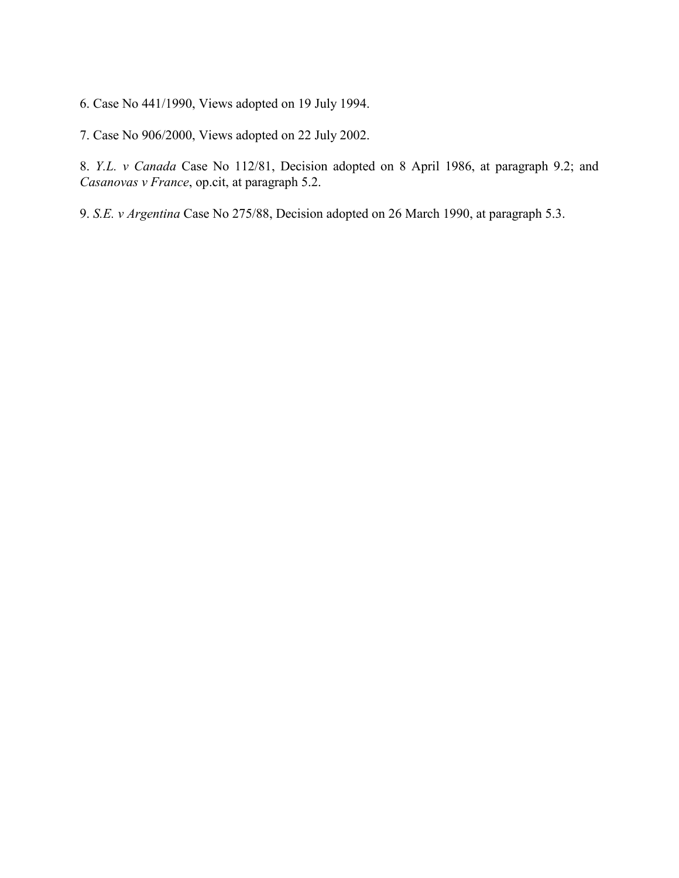6. Case No 441/1990, Views adopted on 19 July 1994.

7. Case No 906/2000, Views adopted on 22 July 2002.

8. *Y.L. v Canada* Case No 112/81, Decision adopted on 8 April 1986, at paragraph 9.2; and *Casanovas v France*, op.cit, at paragraph 5.2.

9. *S.E. v Argentina* Case No 275/88, Decision adopted on 26 March 1990, at paragraph 5.3.